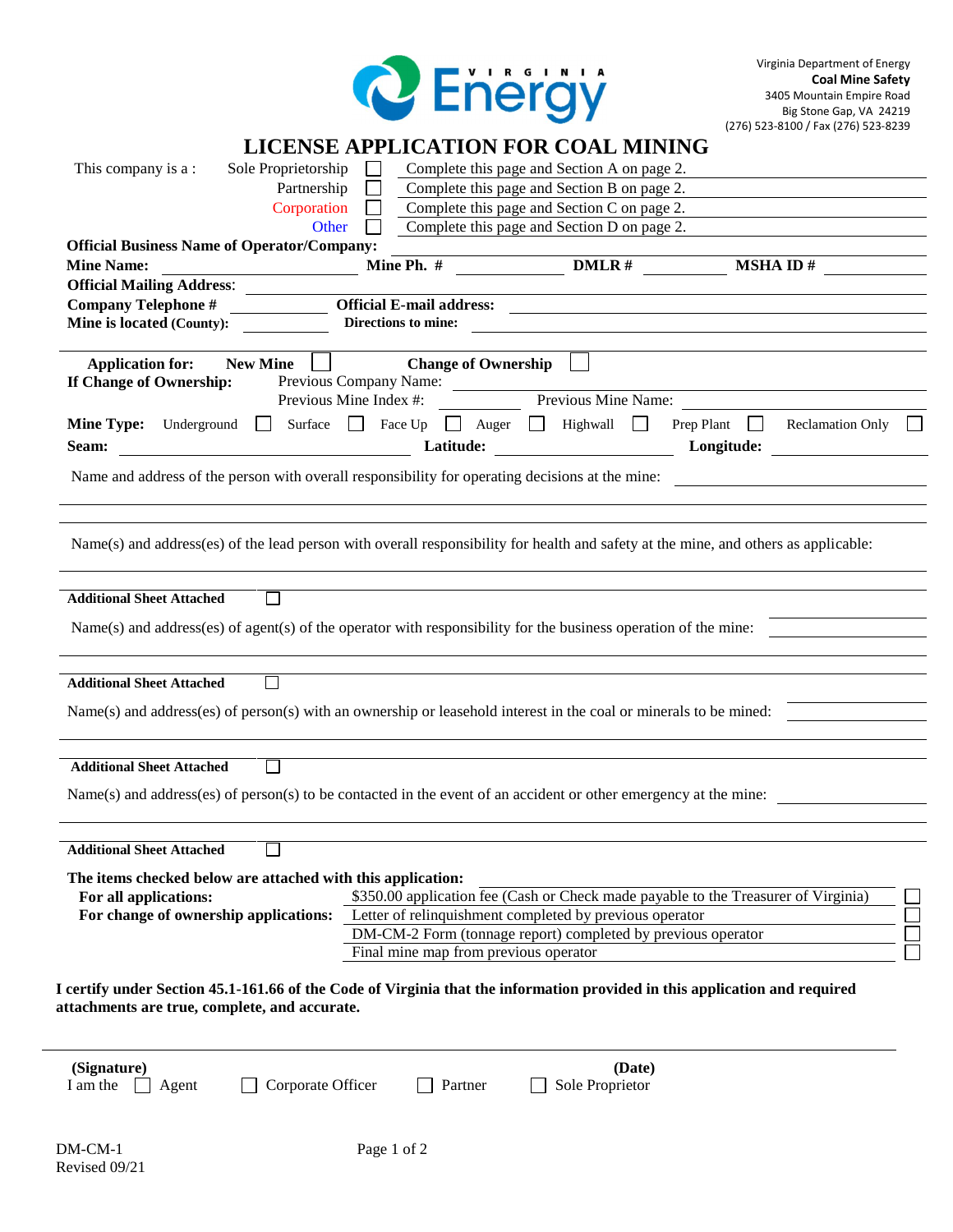Virginia Department of Energy
**Coal Mine Safety**
3405 Mountain Empire Road
Big Stone Gap, VA 24219
(276) 523-8100 / Fax (276) 523-8239

# LICENSE APPLICATION FOR COAL MINING

This company is a :

| | | |
|---|---|---|
| Sole Proprietorship | ☐ | Complete this page and Section A on page 2. |
| Partnership | ☐ | Complete this page and Section B on page 2. |
| Corporation | ☐ | Complete this page and Section C on page 2. |
| Other | ☐ | Complete this page and Section D on page 2. |

**Official Business Name of Operator/Company:** ____________________

**Mine Name:** ____________ **Mine Ph. #** ____________ **DMLR #** ____________ **MSHA ID #** ____________

**Official Mailing Address:** ____________________

**Company Telephone #** ____________ **Official E-mail address:** ____________________

**Mine is located (County):** ____________ **Directions to mine:** ____________________

**Application for:** **New Mine** ☐ **Change of Ownership** ☐

**If Change of Ownership:** Previous Company Name: ____________________

Previous Mine Index #: ____________ Previous Mine Name: ____________________

**Mine Type:** Underground ☐ Surface ☐ Face Up ☐ Auger ☐ Highwall ☐ Prep Plant ☐ Reclamation Only ☐

**Seam:** ____________ **Latitude:** ____________ **Longitude:** ____________

Name and address of the person with overall responsibility for operating decisions at the mine: ____________________

Name(s) and address(es) of the lead person with overall responsibility for health and safety at the mine, and others as applicable:

**Additional Sheet Attached** ☐

Name(s) and address(es) of agent(s) of the operator with responsibility for the business operation of the mine: ____________________

**Additional Sheet Attached** ☐

Name(s) and address(es) of person(s) with an ownership or leasehold interest in the coal or minerals to be mined: ____________________

**Additional Sheet Attached** ☐

Name(s) and address(es) of person(s) to be contacted in the event of an accident or other emergency at the mine: ____________________

**Additional Sheet Attached** ☐

**The items checked below are attached with this application:**

| | | |
|---|---|---|
| **For all applications:** | $350.00 application fee (Cash or Check made payable to the Treasurer of Virginia) | ☐ |
| **For change of ownership applications:** | Letter of relinquishment completed by previous operator | ☐ |
| | DM-CM-2 Form (tonnage report) completed by previous operator | ☐ |
| | Final mine map from previous operator | ☐ |

**I certify under Section 45.1-161.66 of the Code of Virginia that the information provided in this application and required attachments are true, complete, and accurate.**

____________________________________________

**(Signature)** **(Date)**

I am the ☐ Agent ☐ Corporate Officer ☐ Partner ☐ Sole Proprietor

DM-CM-1
Revised 09/21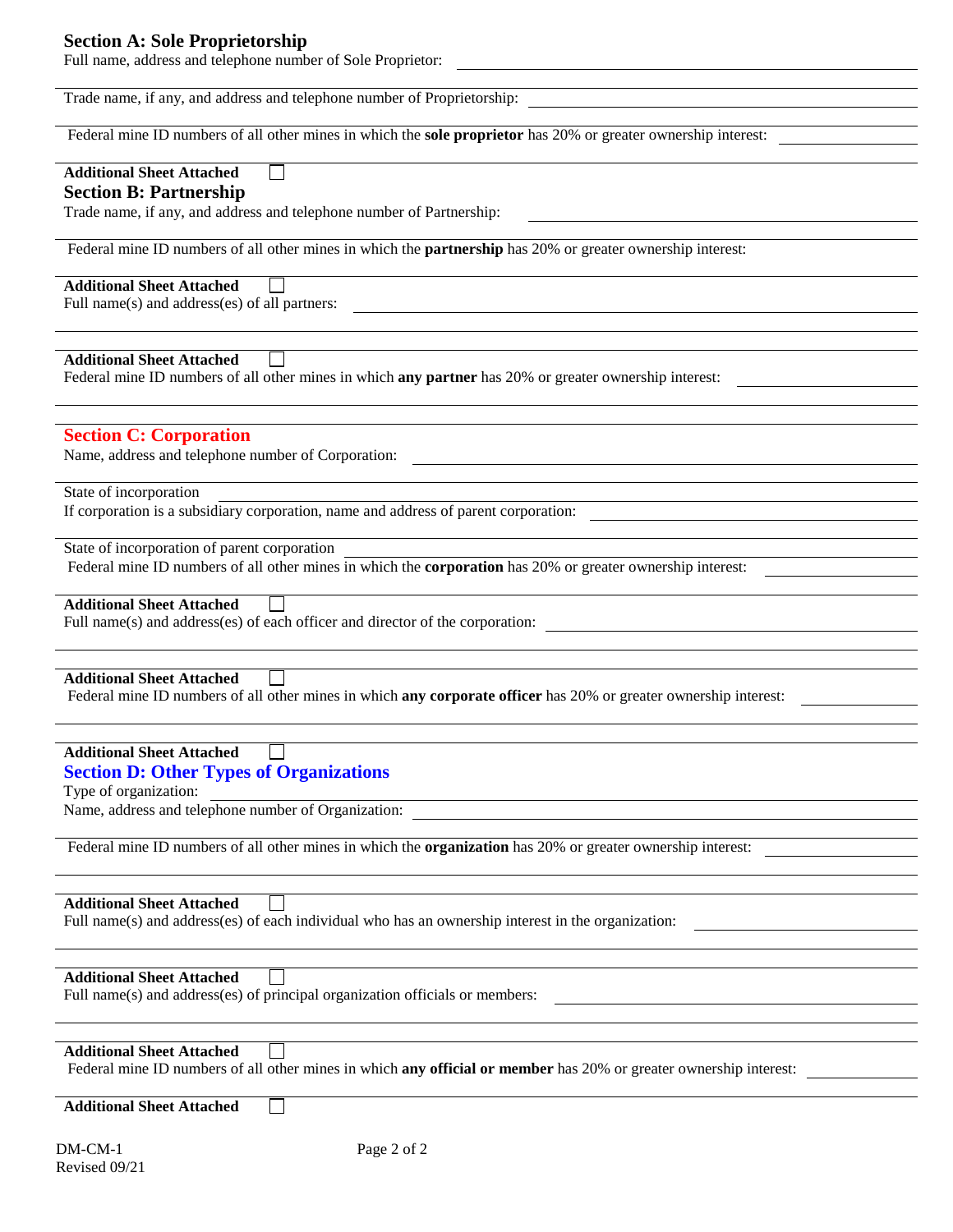## Section A: Sole Proprietorship

Full name, address and telephone number of Sole Proprietor:

Trade name, if any, and address and telephone number of Proprietorship:

Federal mine ID numbers of all other mines in which the **sole proprietor** has 20% or greater ownership interest:

**Additional Sheet Attached** ☐

## Section B: Partnership

Trade name, if any, and address and telephone number of Partnership:

Federal mine ID numbers of all other mines in which the **partnership** has 20% or greater ownership interest:

**Additional Sheet Attached** ☐

Full name(s) and address(es) of all partners:

**Additional Sheet Attached** ☐

Federal mine ID numbers of all other mines in which **any partner** has 20% or greater ownership interest:

## Section C: Corporation

Name, address and telephone number of Corporation:

State of incorporation

If corporation is a subsidiary corporation, name and address of parent corporation:

State of incorporation of parent corporation

Federal mine ID numbers of all other mines in which the **corporation** has 20% or greater ownership interest:

**Additional Sheet Attached** ☐

Full name(s) and address(es) of each officer and director of the corporation:

**Additional Sheet Attached** ☐

Federal mine ID numbers of all other mines in which **any corporate officer** has 20% or greater ownership interest:

**Additional Sheet Attached** ☐

## Section D: Other Types of Organizations

Type of organization:

Name, address and telephone number of Organization:

Federal mine ID numbers of all other mines in which the **organization** has 20% or greater ownership interest:

**Additional Sheet Attached** ☐

Full name(s) and address(es) of each individual who has an ownership interest in the organization:

**Additional Sheet Attached** ☐

Full name(s) and address(es) of principal organization officials or members:

**Additional Sheet Attached** ☐

Federal mine ID numbers of all other mines in which **any official or member** has 20% or greater ownership interest:

**Additional Sheet Attached** ☐

DM-CM-1
Revised 09/21